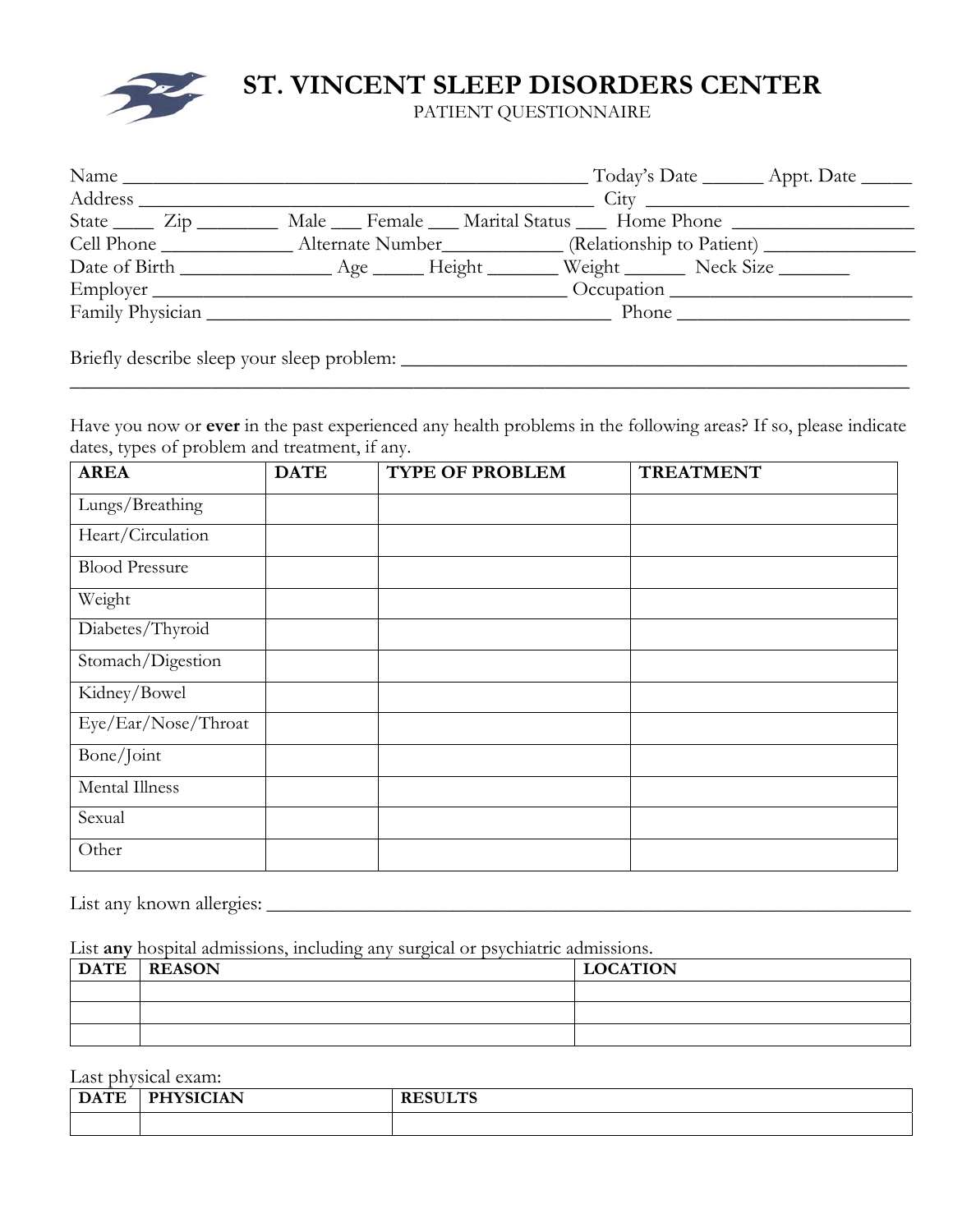# ST. VINCENT SLEEP DISORDERS CENTER

PATIENT QUESTIONNAIRE

Name ______________________________________________ Today's Date ______ Appt. Date _____
Address _____________________________________________ City __________________________
State ____ Zip ________ Male ___ Female ___ Marital Status ___ Home Phone __________________
Cell Phone _____________ Alternate Number____________ (Relationship to Patient) _______________
Date of Birth _______________ Age _____ Height _______ Weight ______ Neck Size _______
Employer _________________________________________ Occupation ________________________
Family Physician _________________________________________ Phone _______________________

Briefly describe sleep your sleep problem: ___________________________________________________
_____________________________________________________________________________________

Have you now or **ever** in the past experienced any health problems in the following areas? If so, please indicate dates, types of problem and treatment, if any.

| AREA | DATE | TYPE OF PROBLEM | TREATMENT |
|---|---|---|---|
| Lungs/Breathing | | | |
| Heart/Circulation | | | |
| Blood Pressure | | | |
| Weight | | | |
| Diabetes/Thyroid | | | |
| Stomach/Digestion | | | |
| Kidney/Bowel | | | |
| Eye/Ear/Nose/Throat | | | |
| Bone/Joint | | | |
| Mental Illness | | | |
| Sexual | | | |
| Other | | | |

List any known allergies: ___________________________________________________________________

List **any** hospital admissions, including any surgical or psychiatric admissions.

| DATE | REASON | LOCATION |
|---|---|---|
| | | |
| | | |
| | | |

Last physical exam:

| DATE | PHYSICIAN | RESULTS |
|---|---|---|
| | | |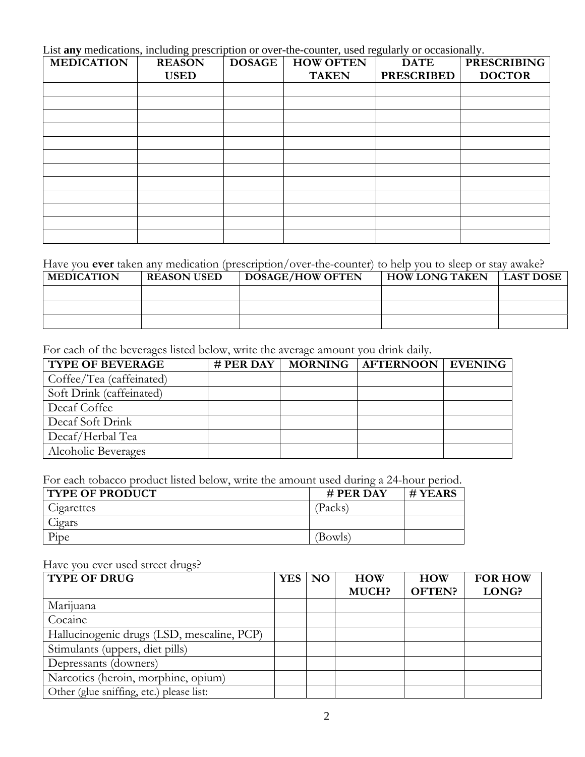List **any** medications, including prescription or over-the-counter, used regularly or occasionally.

| MEDICATION | REASON USED | DOSAGE | HOW OFTEN TAKEN | DATE PRESCRIBED | PRESCRIBING DOCTOR |
|---|---|---|---|---|---|
| | | | | | |
| | | | | | |
| | | | | | |
| | | | | | |
| | | | | | |
| | | | | | |
| | | | | | |
| | | | | | |
| | | | | | |
| | | | | | |
| | | | | | |
| | | | | | |

Have you **ever** taken any medication (prescription/over-the-counter) to help you to sleep or stay awake?

| MEDICATION | REASON USED | DOSAGE/HOW OFTEN | HOW LONG TAKEN | LAST DOSE |
|---|---|---|---|---|
| | | | | |
| | | | | |
| | | | | |

For each of the beverages listed below, write the average amount you drink daily.

| TYPE OF BEVERAGE | # PER DAY | MORNING | AFTERNOON | EVENING |
|---|---|---|---|---|
| Coffee/Tea (caffeinated) | | | | |
| Soft Drink (caffeinated) | | | | |
| Decaf Coffee | | | | |
| Decaf Soft Drink | | | | |
| Decaf/Herbal Tea | | | | |
| Alcoholic Beverages | | | | |

For each tobacco product listed below, write the amount used during a 24-hour period.

| TYPE OF PRODUCT | # PER DAY | # YEARS |
|---|---|---|
| Cigarettes | (Packs) | |
| Cigars | | |
| Pipe | (Bowls) | |

Have you ever used street drugs?

| TYPE OF DRUG | YES | NO | HOW MUCH? | HOW OFTEN? | FOR HOW LONG? |
|---|---|---|---|---|---|
| Marijuana | | | | | |
| Cocaine | | | | | |
| Hallucinogenic drugs (LSD, mescaline, PCP) | | | | | |
| Stimulants (uppers, diet pills) | | | | | |
| Depressants (downers) | | | | | |
| Narcotics (heroin, morphine, opium) | | | | | |
| Other (glue sniffing, etc.) please list: | | | | | |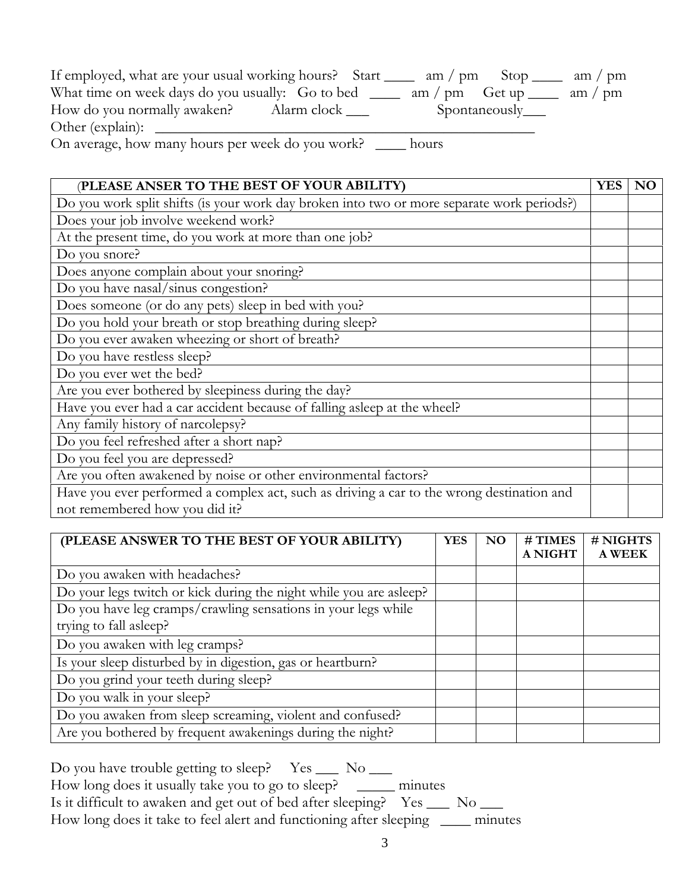If employed, what are your usual working hours? Start ____ am / pm Stop ____ am / pm
What time on week days do you usually: Go to bed ____ am / pm Get up ____ am / pm
How do you normally awaken? Alarm clock ___ Spontaneously___
Other (explain): ____________________________________________________
On average, how many hours per week do you work? ____ hours

| (PLEASE ANSER TO THE BEST OF YOUR ABILITY) | YES | NO |
|---|---|---|
| Do you work split shifts (is your work day broken into two or more separate work periods?) | | |
| Does your job involve weekend work? | | |
| At the present time, do you work at more than one job? | | |
| Do you snore? | | |
| Does anyone complain about your snoring? | | |
| Do you have nasal/sinus congestion? | | |
| Does someone (or do any pets) sleep in bed with you? | | |
| Do you hold your breath or stop breathing during sleep? | | |
| Do you ever awaken wheezing or short of breath? | | |
| Do you have restless sleep? | | |
| Do you ever wet the bed? | | |
| Are you ever bothered by sleepiness during the day? | | |
| Have you ever had a car accident because of falling asleep at the wheel? | | |
| Any family history of narcolepsy? | | |
| Do you feel refreshed after a short nap? | | |
| Do you feel you are depressed? | | |
| Are you often awakened by noise or other environmental factors? | | |
| Have you ever performed a complex act, such as driving a car to the wrong destination and not remembered how you did it? | | |

| (PLEASE ANSWER TO THE BEST OF YOUR ABILITY) | YES | NO | # TIMES A NIGHT | # NIGHTS A WEEK |
|---|---|---|---|---|
| Do you awaken with headaches? | | | | |
| Do your legs twitch or kick during the night while you are asleep? | | | | |
| Do you have leg cramps/crawling sensations in your legs while trying to fall asleep? | | | | |
| Do you awaken with leg cramps? | | | | |
| Is your sleep disturbed by in digestion, gas or heartburn? | | | | |
| Do you grind your teeth during sleep? | | | | |
| Do you walk in your sleep? | | | | |
| Do you awaken from sleep screaming, violent and confused? | | | | |
| Are you bothered by frequent awakenings during the night? | | | | |

Do you have trouble getting to sleep? Yes ___ No ___
How long does it usually take you to go to sleep? _____ minutes
Is it difficult to awaken and get out of bed after sleeping? Yes ___ No ___
How long does it take to feel alert and functioning after sleeping ____ minutes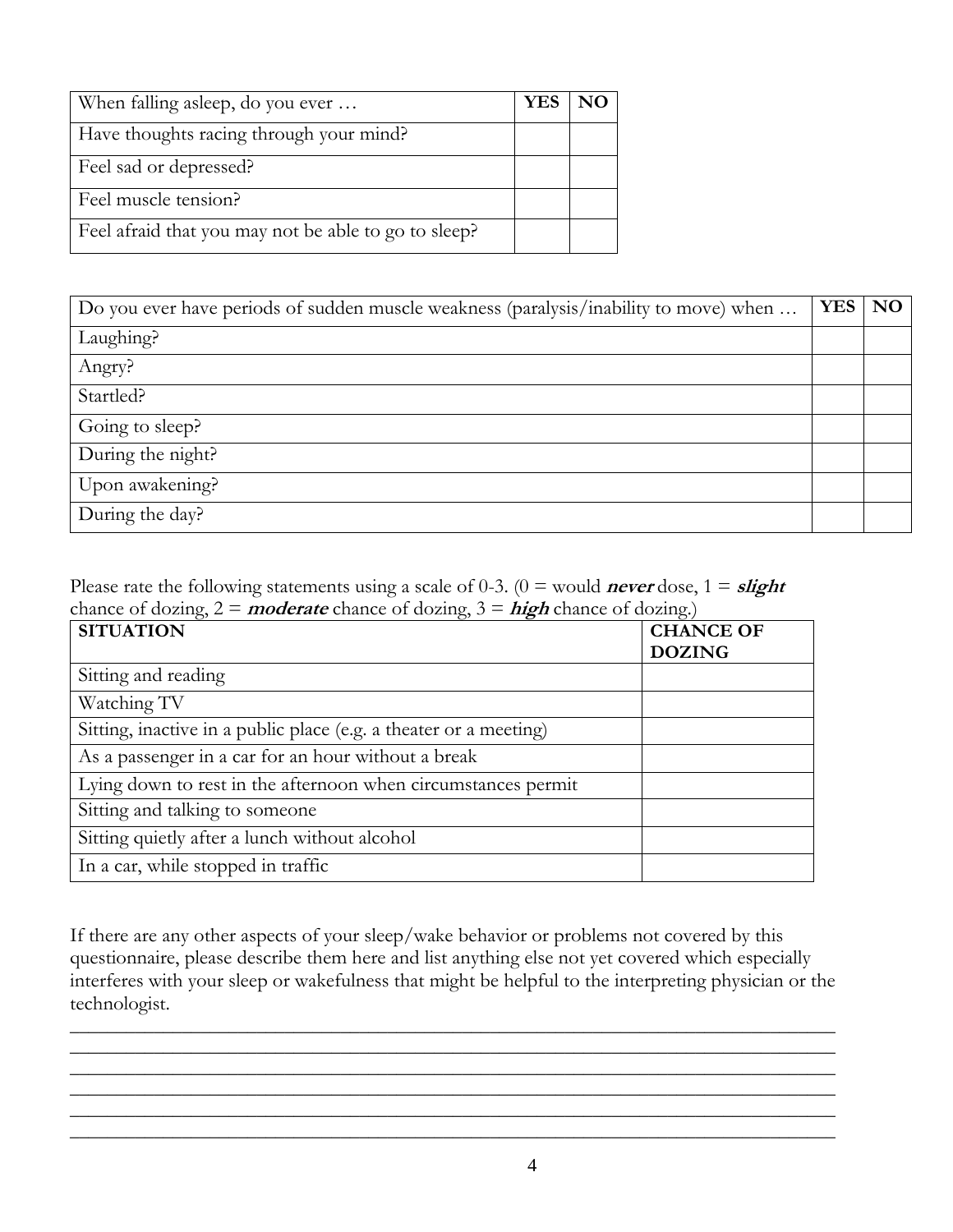| When falling asleep, do you ever … | YES | NO |
|---|---|---|
| Have thoughts racing through your mind? | | |
| Feel sad or depressed? | | |
| Feel muscle tension? | | |
| Feel afraid that you may not be able to go to sleep? | | |

| Do you ever have periods of sudden muscle weakness (paralysis/inability to move) when … | YES | NO |
|---|---|---|
| Laughing? | | |
| Angry? | | |
| Startled? | | |
| Going to sleep? | | |
| During the night? | | |
| Upon awakening? | | |
| During the day? | | |

Please rate the following statements using a scale of 0-3. (0 = would ***never*** dose, 1 = ***slight*** chance of dozing, 2 = ***moderate*** chance of dozing, 3 = ***high*** chance of dozing.)

| **SITUATION** | **CHANCE OF DOZING** |
|---|---|
| Sitting and reading | |
| Watching TV | |
| Sitting, inactive in a public place (e.g. a theater or a meeting) | |
| As a passenger in a car for an hour without a break | |
| Lying down to rest in the afternoon when circumstances permit | |
| Sitting and talking to someone | |
| Sitting quietly after a lunch without alcohol | |
| In a car, while stopped in traffic | |

If there are any other aspects of your sleep/wake behavior or problems not covered by this questionnaire, please describe them here and list anything else not yet covered which especially interferes with your sleep or wakefulness that might be helpful to the interpreting physician or the technologist.

\_\_\_\_\_\_\_\_\_\_\_\_\_\_\_\_\_\_\_\_\_\_\_\_\_\_\_\_\_\_\_\_\_\_\_\_\_\_\_\_\_\_\_\_\_\_\_\_\_\_\_\_\_\_\_\_\_\_\_\_\_\_\_\_\_\_\_\_\_\_\_\_\_\_\_\_\_\_

\_\_\_\_\_\_\_\_\_\_\_\_\_\_\_\_\_\_\_\_\_\_\_\_\_\_\_\_\_\_\_\_\_\_\_\_\_\_\_\_\_\_\_\_\_\_\_\_\_\_\_\_\_\_\_\_\_\_\_\_\_\_\_\_\_\_\_\_\_\_\_\_\_\_\_\_\_\_

\_\_\_\_\_\_\_\_\_\_\_\_\_\_\_\_\_\_\_\_\_\_\_\_\_\_\_\_\_\_\_\_\_\_\_\_\_\_\_\_\_\_\_\_\_\_\_\_\_\_\_\_\_\_\_\_\_\_\_\_\_\_\_\_\_\_\_\_\_\_\_\_\_\_\_\_\_\_

\_\_\_\_\_\_\_\_\_\_\_\_\_\_\_\_\_\_\_\_\_\_\_\_\_\_\_\_\_\_\_\_\_\_\_\_\_\_\_\_\_\_\_\_\_\_\_\_\_\_\_\_\_\_\_\_\_\_\_\_\_\_\_\_\_\_\_\_\_\_\_\_\_\_\_\_\_\_

\_\_\_\_\_\_\_\_\_\_\_\_\_\_\_\_\_\_\_\_\_\_\_\_\_\_\_\_\_\_\_\_\_\_\_\_\_\_\_\_\_\_\_\_\_\_\_\_\_\_\_\_\_\_\_\_\_\_\_\_\_\_\_\_\_\_\_\_\_\_\_\_\_\_\_\_\_\_

\_\_\_\_\_\_\_\_\_\_\_\_\_\_\_\_\_\_\_\_\_\_\_\_\_\_\_\_\_\_\_\_\_\_\_\_\_\_\_\_\_\_\_\_\_\_\_\_\_\_\_\_\_\_\_\_\_\_\_\_\_\_\_\_\_\_\_\_\_\_\_\_\_\_\_\_\_\_